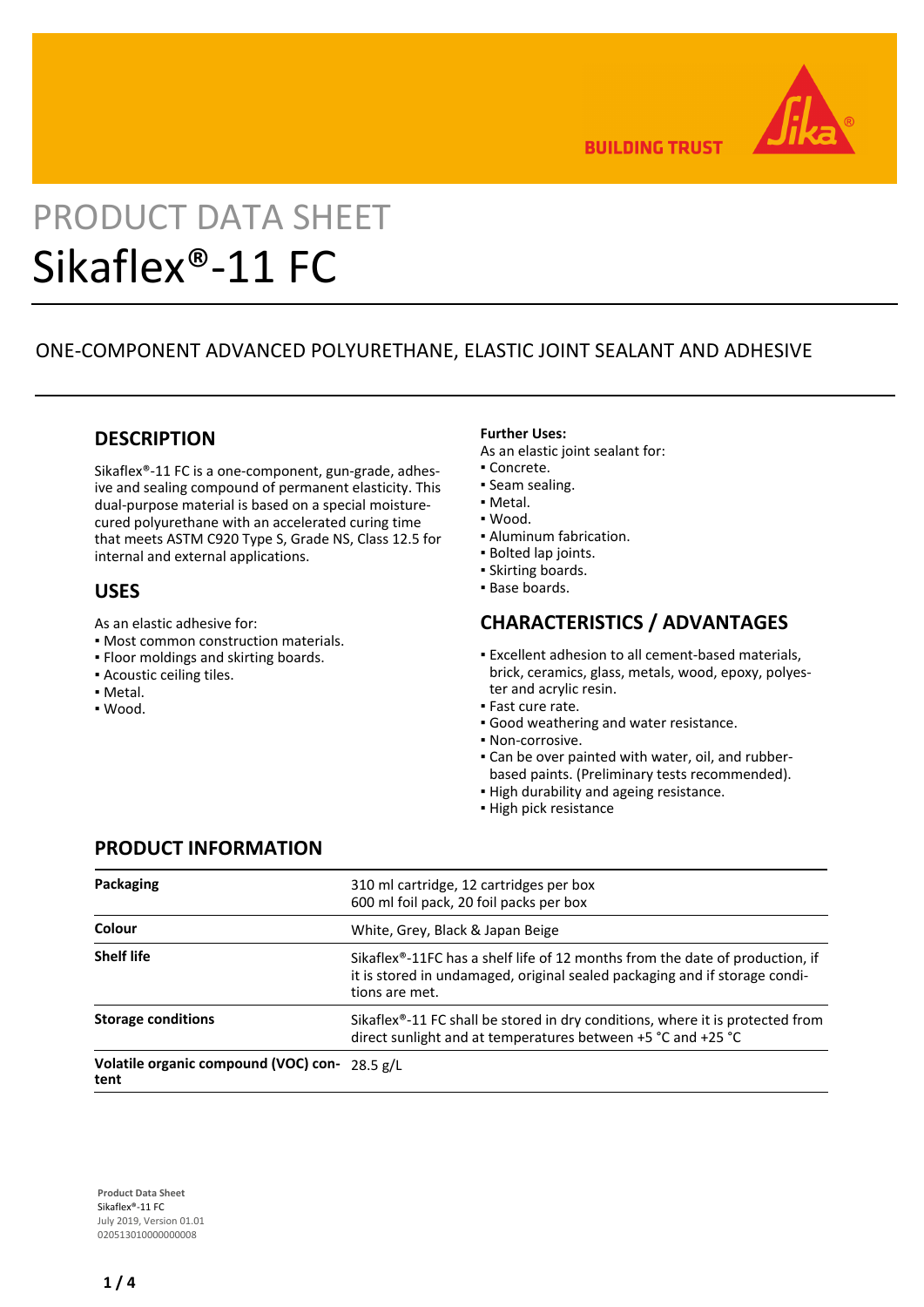# PRODUCT DATA SHEET

# Sikaflex®-11 FC

ONE-COMPONENT ADVANCED POLYURETHANE, ELASTIC JOINT SEALANT AND ADHESIVE

## DESCRIPTION

Sikaflex®-11 FC is a one-component, gun-grade, adhesive and sealing compound of permanent elasticity. This dual-purpose material is based on a special moisture-cured polyurethane with an accelerated curing time that meets ASTM C920 Type S, Grade NS, Class 12.5 for internal and external applications.

## USES

As an elastic adhesive for:
- Most common construction materials.
- Floor moldings and skirting boards.
- Acoustic ceiling tiles.
- Metal.
- Wood.

**Further Uses:**

As an elastic joint sealant for:
- Concrete.
- Seam sealing.
- Metal.
- Wood.
- Aluminum fabrication.
- Bolted lap joints.
- Skirting boards.
- Base boards.

## CHARACTERISTICS / ADVANTAGES

- Excellent adhesion to all cement-based materials, brick, ceramics, glass, metals, wood, epoxy, polyester and acrylic resin.
- Fast cure rate.
- Good weathering and water resistance.
- Non-corrosive.
- Can be over painted with water, oil, and rubber-based paints. (Preliminary tests recommended).
- High durability and ageing resistance.
- High pick resistance

## PRODUCT INFORMATION

| | |
|---|---|
| **Packaging** | 310 ml cartridge, 12 cartridges per box<br>600 ml foil pack, 20 foil packs per box |
| **Colour** | White, Grey, Black & Japan Beige |
| **Shelf life** | Sikaflex®-11FC has a shelf life of 12 months from the date of production, if it is stored in undamaged, original sealed packaging and if storage conditions are met. |
| **Storage conditions** | Sikaflex®-11 FC shall be stored in dry conditions, where it is protected from direct sunlight and at temperatures between +5 °C and +25 °C |
| **Volatile organic compound (VOC) content** | 28.5 g/L |

**Product Data Sheet**
Sikaflex®-11 FC
July 2019, Version 01.01
020513010000000008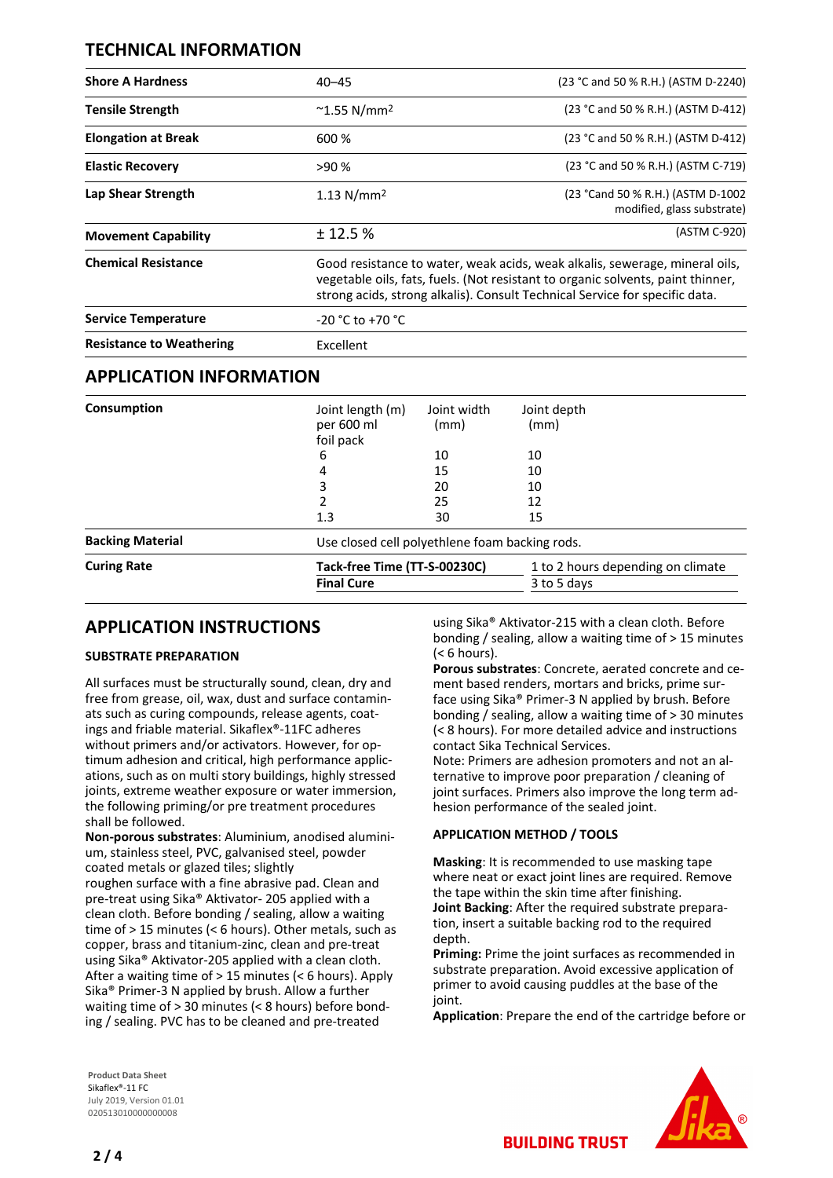## TECHNICAL INFORMATION

| | | |
|---|---|---|
| **Shore A Hardness** | 40–45 | (23 °C and 50 % R.H.) (ASTM D-2240) |
| **Tensile Strength** | ~1.55 N/mm$^2$ | (23 °C and 50 % R.H.) (ASTM D-412) |
| **Elongation at Break** | 600 % | (23 °C and 50 % R.H.) (ASTM D-412) |
| **Elastic Recovery** | >90 % | (23 °C and 50 % R.H.) (ASTM C-719) |
| **Lap Shear Strength** | 1.13 N/mm$^2$ | (23 °Cand 50 % R.H.) (ASTM D-1002 modified, glass substrate) |
| **Movement Capability** | ± 12.5 % | (ASTM C-920) |
| **Chemical Resistance** | Good resistance to water, weak acids, weak alkalis, sewerage, mineral oils, vegetable oils, fats, fuels. (Not resistant to organic solvents, paint thinner, strong acids, strong alkalis). Consult Technical Service for specific data. | |
| **Service Temperature** | -20 °C to +70 °C | |
| **Resistance to Weathering** | Excellent | |

## APPLICATION INFORMATION

**Consumption**

| Joint length (m) per 600 ml foil pack | Joint width (mm) | Joint depth (mm) |
|---|---|---|
| 6 | 10 | 10 |
| 4 | 15 | 10 |
| 3 | 20 | 10 |
| 2 | 25 | 12 |
| 1.3 | 30 | 15 |

**Backing Material**

Use closed cell polyethlene foam backing rods.

**Curing Rate**

| | |
|---|---|
| **Tack-free Time (TT-S-00230C)** | 1 to 2 hours depending on climate |
| **Final Cure** | 3 to 5 days |

## APPLICATION INSTRUCTIONS

### SUBSTRATE PREPARATION

All surfaces must be structurally sound, clean, dry and free from grease, oil, wax, dust and surface contaminants such as curing compounds, release agents, coatings and friable material. Sikaflex®-11FC adheres without primers and/or activators. However, for optimum adhesion and critical, high performance applications, such as on multi story buildings, highly stressed joints, extreme weather exposure or water immersion, the following priming/or pre treatment procedures shall be followed.

**Non-porous substrates**: Aluminium, anodised aluminium, stainless steel, PVC, galvanised steel, powder coated metals or glazed tiles; slightly roughen surface with a fine abrasive pad. Clean and pre-treat using Sika® Aktivator- 205 applied with a clean cloth. Before bonding / sealing, allow a waiting time of > 15 minutes (< 6 hours). Other metals, such as copper, brass and titanium-zinc, clean and pre-treat using Sika® Aktivator-205 applied with a clean cloth. After a waiting time of > 15 minutes (< 6 hours). Apply Sika® Primer-3 N applied by brush. Allow a further waiting time of > 30 minutes (< 8 hours) before bonding / sealing. PVC has to be cleaned and pre-treated using Sika® Aktivator-215 with a clean cloth. Before bonding / sealing, allow a waiting time of > 15 minutes (< 6 hours).

**Porous substrates**: Concrete, aerated concrete and cement based renders, mortars and bricks, prime surface using Sika® Primer-3 N applied by brush. Before bonding / sealing, allow a waiting time of > 30 minutes (< 8 hours). For more detailed advice and instructions contact Sika Technical Services.

Note: Primers are adhesion promoters and not an alternative to improve poor preparation / cleaning of joint surfaces. Primers also improve the long term adhesion performance of the sealed joint.

### APPLICATION METHOD / TOOLS

**Masking**: It is recommended to use masking tape where neat or exact joint lines are required. Remove the tape within the skin time after finishing.

**Joint Backing**: After the required substrate preparation, insert a suitable backing rod to the required depth.

**Priming:** Prime the joint surfaces as recommended in substrate preparation. Avoid excessive application of primer to avoid causing puddles at the base of the joint.

**Application**: Prepare the end of the cartridge before or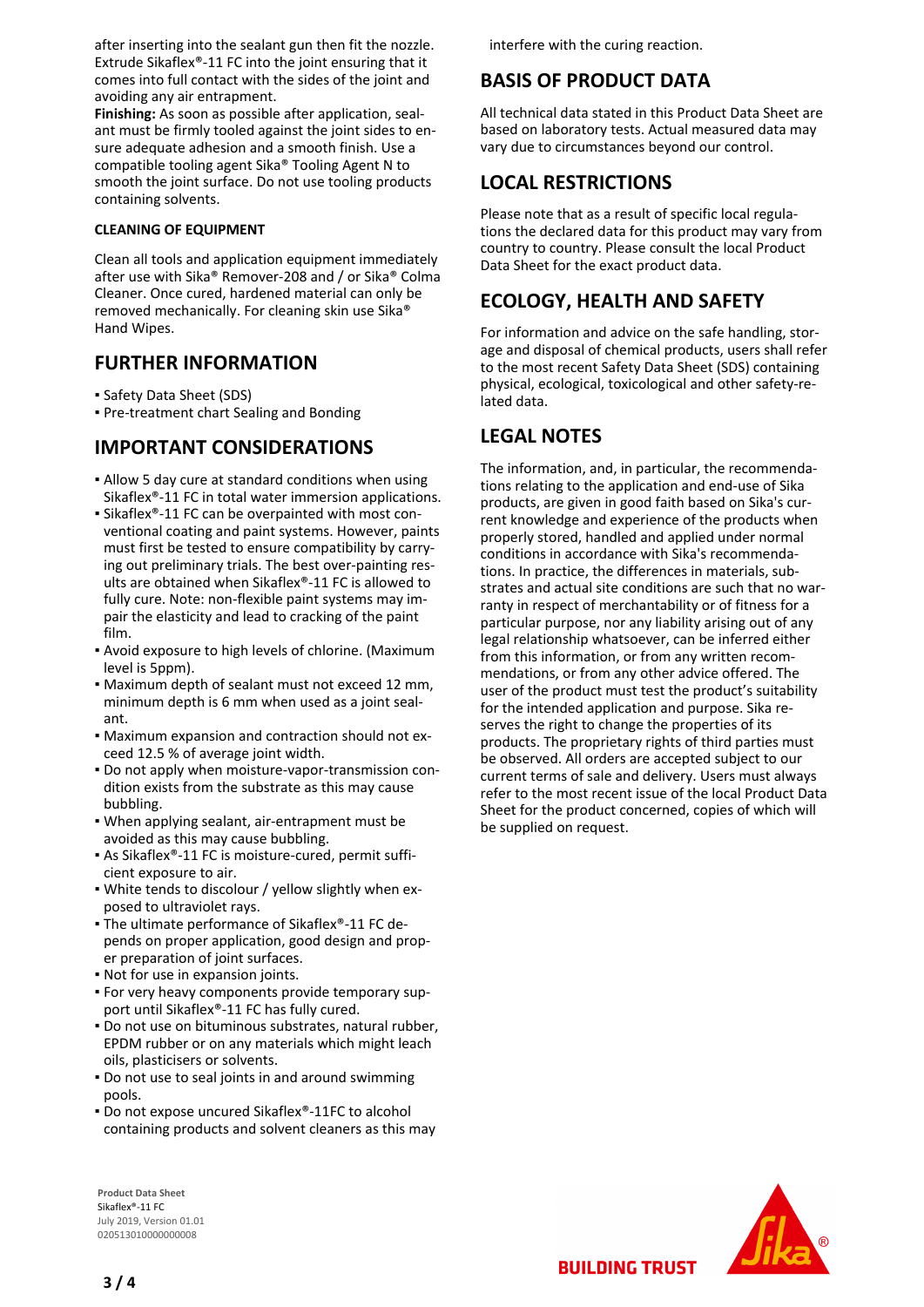after inserting into the sealant gun then fit the nozzle. Extrude Sikaflex®-11 FC into the joint ensuring that it comes into full contact with the sides of the joint and avoiding any air entrapment.

**Finishing:** As soon as possible after application, sealant must be firmly tooled against the joint sides to ensure adequate adhesion and a smooth finish. Use a compatible tooling agent Sika® Tooling Agent N to smooth the joint surface. Do not use tooling products containing solvents.

### CLEANING OF EQUIPMENT

Clean all tools and application equipment immediately after use with Sika® Remover-208 and / or Sika® Colma Cleaner. Once cured, hardened material can only be removed mechanically. For cleaning skin use Sika® Hand Wipes.

## FURTHER INFORMATION

- Safety Data Sheet (SDS)
- Pre-treatment chart Sealing and Bonding

## IMPORTANT CONSIDERATIONS

- Allow 5 day cure at standard conditions when using Sikaflex®-11 FC in total water immersion applications.
- Sikaflex®-11 FC can be overpainted with most conventional coating and paint systems. However, paints must first be tested to ensure compatibility by carrying out preliminary trials. The best over-painting results are obtained when Sikaflex®-11 FC is allowed to fully cure. Note: non-flexible paint systems may impair the elasticity and lead to cracking of the paint film.
- Avoid exposure to high levels of chlorine. (Maximum level is 5ppm).
- Maximum depth of sealant must not exceed 12 mm, minimum depth is 6 mm when used as a joint sealant.
- Maximum expansion and contraction should not exceed 12.5 % of average joint width.
- Do not apply when moisture-vapor-transmission condition exists from the substrate as this may cause bubbling.
- When applying sealant, air-entrapment must be avoided as this may cause bubbling.
- As Sikaflex®-11 FC is moisture-cured, permit sufficient exposure to air.
- White tends to discolour / yellow slightly when exposed to ultraviolet rays.
- The ultimate performance of Sikaflex®-11 FC depends on proper application, good design and proper preparation of joint surfaces.
- Not for use in expansion joints.
- For very heavy components provide temporary support until Sikaflex®-11 FC has fully cured.
- Do not use on bituminous substrates, natural rubber, EPDM rubber or on any materials which might leach oils, plasticisers or solvents.
- Do not use to seal joints in and around swimming pools.
- Do not expose uncured Sikaflex®-11FC to alcohol containing products and solvent cleaners as this may interfere with the curing reaction.

## BASIS OF PRODUCT DATA

All technical data stated in this Product Data Sheet are based on laboratory tests. Actual measured data may vary due to circumstances beyond our control.

## LOCAL RESTRICTIONS

Please note that as a result of specific local regulations the declared data for this product may vary from country to country. Please consult the local Product Data Sheet for the exact product data.

## ECOLOGY, HEALTH AND SAFETY

For information and advice on the safe handling, storage and disposal of chemical products, users shall refer to the most recent Safety Data Sheet (SDS) containing physical, ecological, toxicological and other safety-related data.

## LEGAL NOTES

The information, and, in particular, the recommendations relating to the application and end-use of Sika products, are given in good faith based on Sika's current knowledge and experience of the products when properly stored, handled and applied under normal conditions in accordance with Sika's recommendations. In practice, the differences in materials, substrates and actual site conditions are such that no warranty in respect of merchantability or of fitness for a particular purpose, nor any liability arising out of any legal relationship whatsoever, can be inferred either from this information, or from any written recommendations, or from any other advice offered. The user of the product must test the product's suitability for the intended application and purpose. Sika reserves the right to change the properties of its products. The proprietary rights of third parties must be observed. All orders are accepted subject to our current terms of sale and delivery. Users must always refer to the most recent issue of the local Product Data Sheet for the product concerned, copies of which will be supplied on request.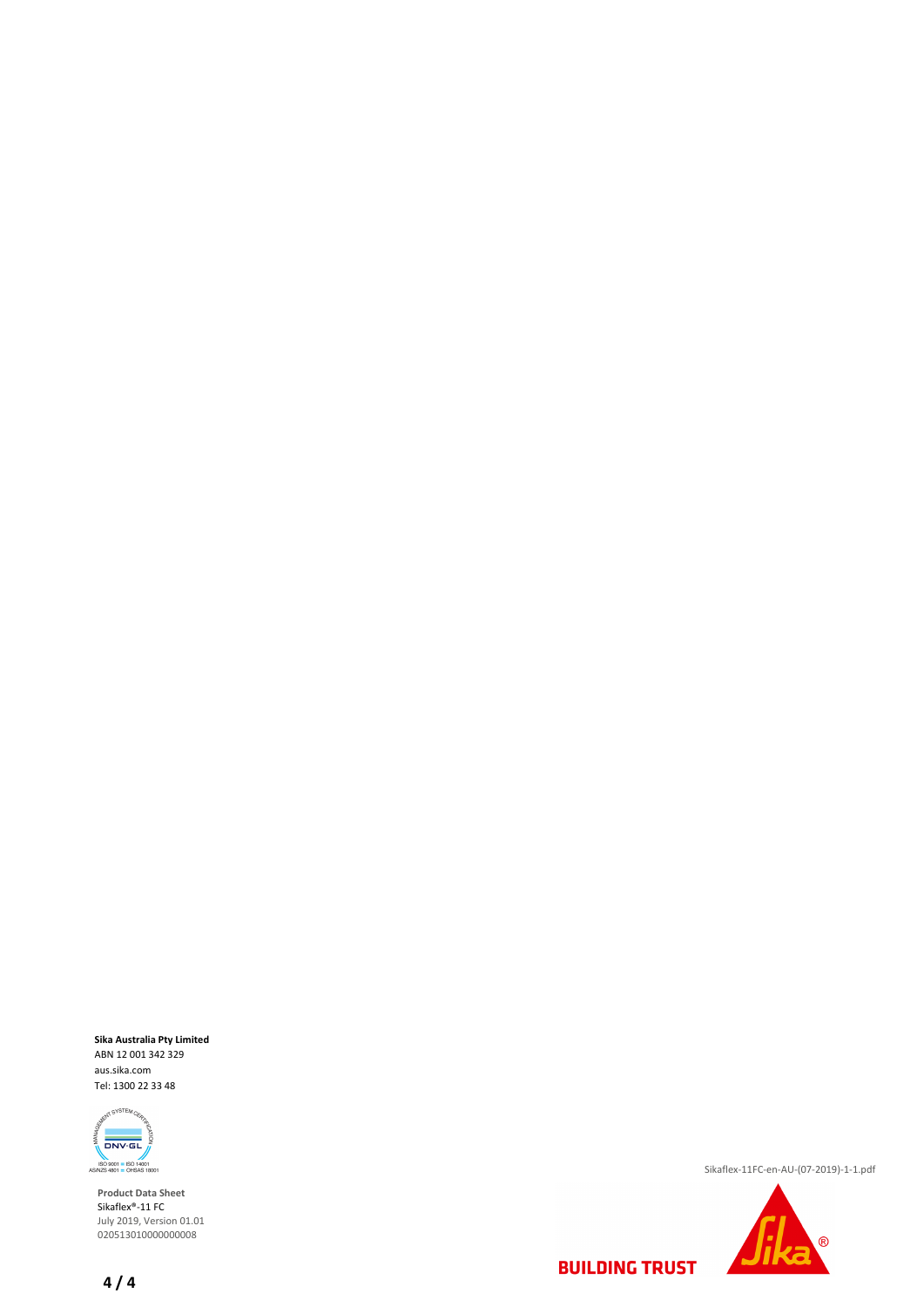**Sika Australia Pty Limited**
ABN 12 001 342 329
aus.sika.com
Tel: 1300 22 33 48

**Product Data Sheet**
Sikaflex®-11 FC
July 2019, Version 01.01
020513010000000008

Sikaflex-11FC-en-AU-(07-2019)-1-1.pdf

**BUILDING TRUST**